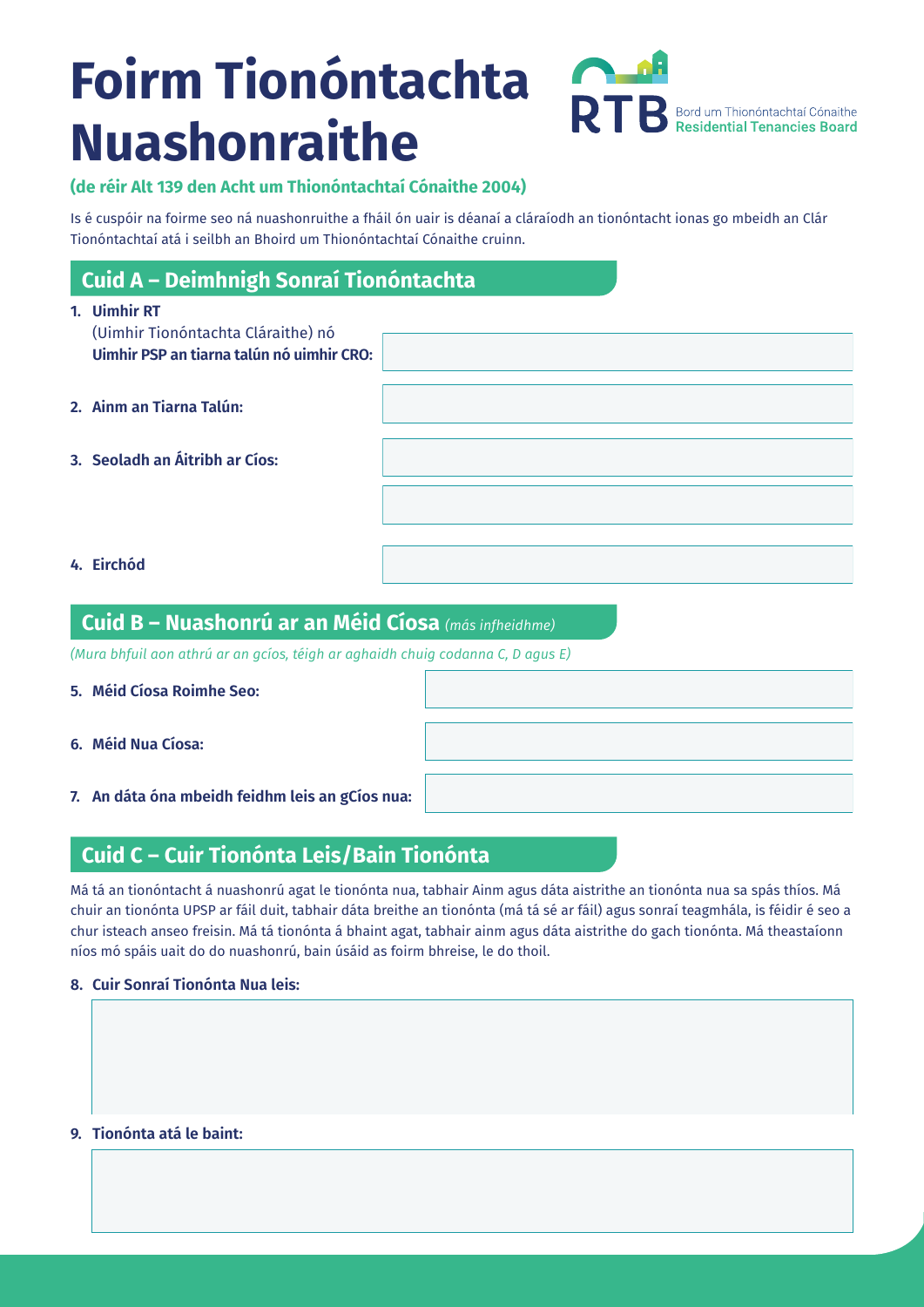# Foirm Tionóntachta Nuashonraithe

Bord um Thionóntachtaí Cónaithe
Residential Tenancies Board

**(de réir Alt 139 den Acht um Thionóntachtaí Cónaithe 2004)**

Is é cuspóir na foirme seo ná nuashonruithe a fháil ón uair is déanaí a cláraíodh an tionóntacht ionas go mbeidh an Clár Tionóntachtaí atá i seilbh an Bhoird um Thionóntachtaí Cónaithe cruinn.

## Cuid A – Deimhnigh Sonraí Tionóntachta

1. **Uimhir RT**
   (Uimhir Tionóntachta Cláraithe) nó
   **Uimhir PSP an tiarna talún nó uimhir CRO:**

2. **Ainm an Tiarna Talún:**

3. **Seoladh an Áitribh ar Cíos:**

4. **Eirchód**

## Cuid B – Nuashonrú ar an Méid Cíosa *(más infheidhme)*

*(Mura bhfuil aon athrú ar an gcíos, téigh ar aghaidh chuig codanna C, D agus E)*

5. **Méid Cíosa Roimhe Seo:**

6. **Méid Nua Cíosa:**

7. **An dáta óna mbeidh feidhm leis an gCíos nua:**

## Cuid C – Cuir Tionónta Leis/Bain Tionónta

Má tá an tionóntacht á nuashonrú agat le tionónta nua, tabhair Ainm agus dáta aistrithe an tionónta nua sa spás thíos. Má chuir an tionónta UPSP ar fáil duit, tabhair dáta breithe an tionónta (má tá sé ar fáil) agus sonraí teagmhála, is féidir é seo a chur isteach anseo freisin. Má tá tionónta á bhaint agat, tabhair ainm agus dáta aistrithe do gach tionónta. Má theastaíonn níos mó spáis uait do do nuashonrú, bain úsáid as foirm bhreise, le do thoil.

8. **Cuir Sonraí Tionónta Nua leis:**

9. **Tionónta atá le baint:**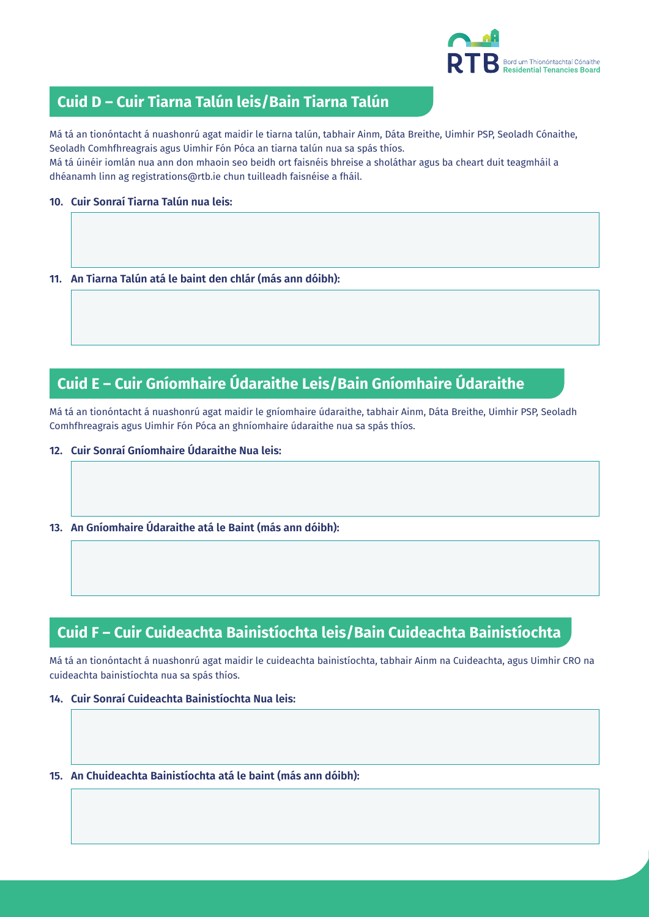## Cuid D – Cuir Tiarna Talún leis/Bain Tiarna Talún

Má tá an tionóntacht á nuashonrú agat maidir le tiarna talún, tabhair Ainm, Dáta Breithe, Uimhir PSP, Seoladh Cónaithe, Seoladh Comhfhreagrais agus Uimhir Fón Póca an tiarna talún nua sa spás thíos.
Má tá úinéir iomlán nua ann don mhaoin seo beidh ort faisnéis bhreise a sholáthar agus ba cheart duit teagmháil a dhéanamh linn ag registrations@rtb.ie chun tuilleadh faisnéise a fháil.

**10. Cuir Sonraí Tiarna Talún nua leis:**

**11. An Tiarna Talún atá le baint den chlár (más ann dóibh):**

## Cuid E – Cuir Gníomhaire Údaraithe Leis/Bain Gníomhaire Údaraithe

Má tá an tionóntacht á nuashonrú agat maidir le gníomhaire údaraithe, tabhair Ainm, Dáta Breithe, Uimhir PSP, Seoladh Comhfhreagrais agus Uimhir Fón Póca an ghníomhaire údaraithe nua sa spás thíos.

**12. Cuir Sonraí Gníomhaire Údaraithe Nua leis:**

**13. An Gníomhaire Údaraithe atá le Baint (más ann dóibh):**

## Cuid F – Cuir Cuideachta Bainistíochta leis/Bain Cuideachta Bainistíochta

Má tá an tionóntacht á nuashonrú agat maidir le cuideachta bainistíochta, tabhair Ainm na Cuideachta, agus Uimhir CRO na cuideachta bainistíochta nua sa spás thíos.

**14. Cuir Sonraí Cuideachta Bainistíochta Nua leis:**

**15. An Chuideachta Bainistíochta atá le baint (más ann dóibh):**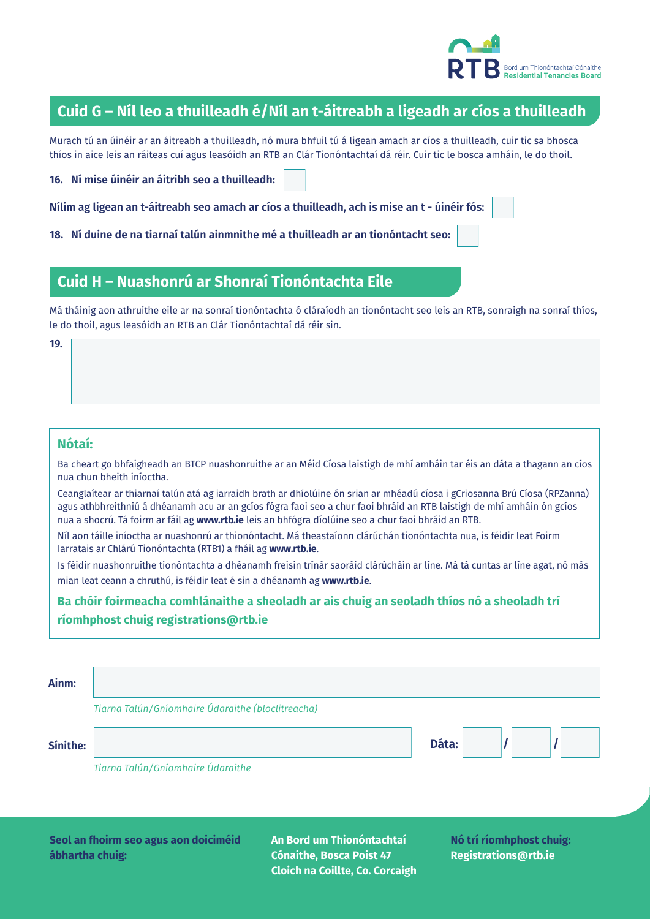## Cuid G – Níl leo a thuilleadh é/Níl an t-áitreabh a ligeadh ar cíos a thuilleadh

Murach tú an úinéir ar an áitreabh a thuilleadh, nó mura bhfuil tú á ligean amach ar cíos a thuilleadh, cuir tic sa bhosca thíos in aice leis an ráiteas cuí agus leasóidh an RTB an Clár Tionóntachtaí dá réir. Cuir tic le bosca amháin, le do thoil.

**16. Ní mise úinéir an áitribh seo a thuilleadh:** ☐

**Nílim ag ligean an t-áitreabh seo amach ar cíos a thuilleadh, ach is mise an t - úinéir fós:** ☐

**18. Ní duine de na tiarnaí talún ainmnithe mé a thuilleadh ar an tionóntacht seo:** ☐

## Cuid H – Nuashonrú ar Shonraí Tionóntachta Eile

Má tháinig aon athruithe eile ar na sonraí tionóntachta ó cláraíodh an tionóntacht seo leis an RTB, sonraigh na sonraí thíos, le do thoil, agus leasóidh an RTB an Clár Tionóntachtaí dá réir sin.

**19.**

### Nótaí:

Ba cheart go bhfaigheadh an BTCP nuashonruithe ar an Méid Cíosa laistigh de mhí amháin tar éis an dáta a thagann an cíos nua chun bheith iníoctha.

Ceanglaítear ar thiarnaí talún atá ag iarraidh brath ar dhíolúine ón srian ar mhéadú cíosa i gCriosanna Brú Cíosa (RPZanna) agus athbhreithniú á dhéanamh acu ar an gcíos fógra faoi seo a chur faoi bhráid an RTB laistigh de mhí amháin ón gcíos nua a shocrú. Tá foirm ar fáil ag **www.rtb.ie** leis an bhfógra díolúine seo a chur faoi bhráid an RTB.

Níl aon táille iníoctha ar nuashonrú ar thionóntacht. Má theastaíonn clárúchán tionóntachta nua, is féidir leat Foirm Iarratais ar Chlárú Tionóntachta (RTB1) a fháil ag **www.rtb.ie**.

Is féidir nuashonruithe tionóntachta a dhéanamh freisin trínár saoráid clárúcháin ar líne. Má tá cuntas ar líne agat, nó más mian leat ceann a chruthú, is féidir leat é sin a dhéanamh ag **www.rtb.ie**.

**Ba chóir foirmeacha comhlánaithe a sheoladh ar ais chuig an seoladh thíos nó a sheoladh trí ríomhphost chuig registrations@rtb.ie**

**Ainm:**

*Tiarna Talún/Gníomhaire Údaraithe (bloclitreacha)*

**Sínithe:** **Dáta:** / /

*Tiarna Talún/Gníomhaire Údaraithe*

**Seol an fhoirm seo agus aon doiciméid ábhartha chuig:**

**An Bord um Thionóntachtaí Cónaithe, Bosca Poist 47 Cloich na Coillte, Co. Corcaigh**

**Nó trí ríomhphost chuig: Registrations@rtb.ie**